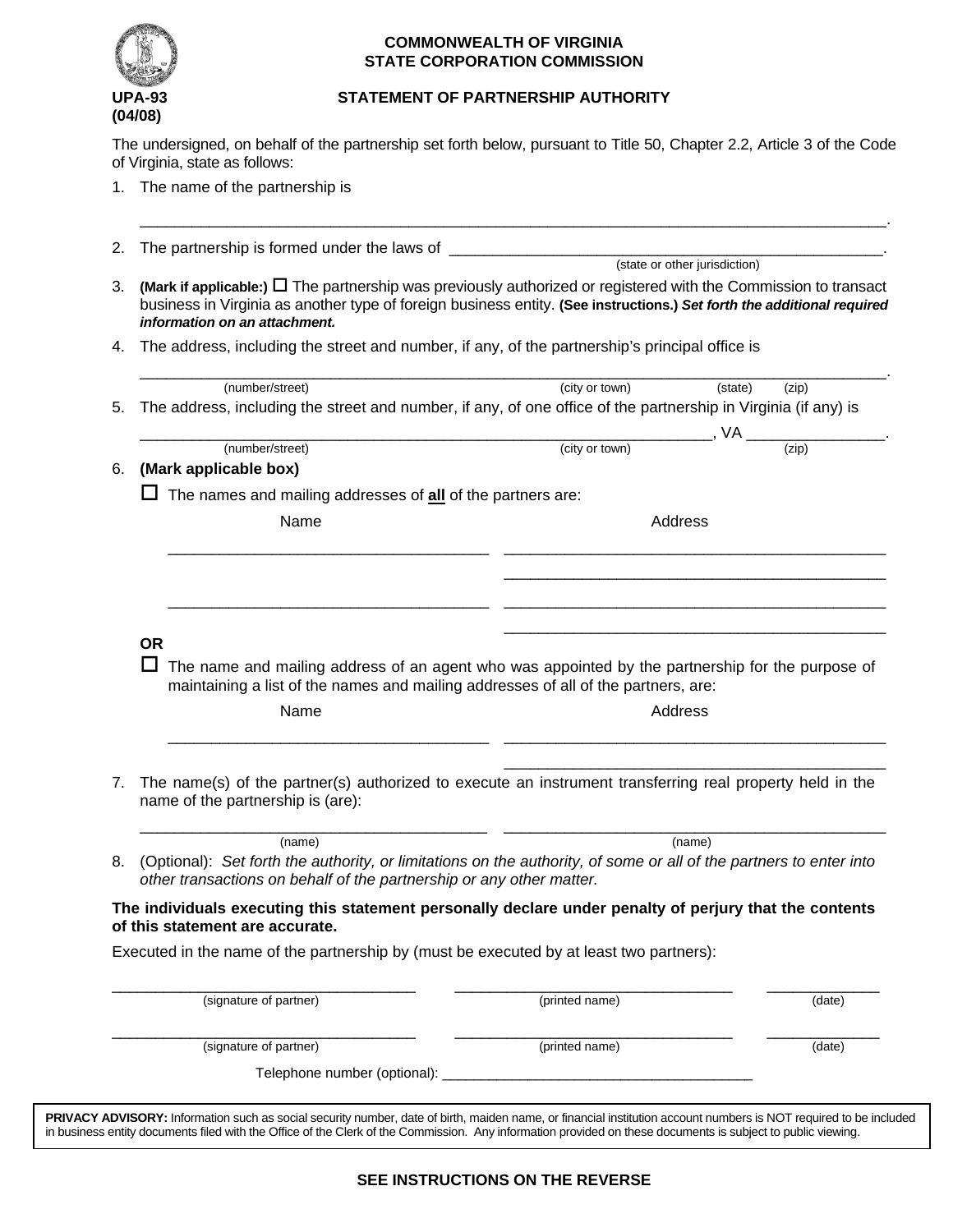**COMMONWEALTH OF VIRGINIA**
**STATE CORPORATION COMMISSION**

**UPA-93**
**(04/08)**

# STATEMENT OF PARTNERSHIP AUTHORITY

The undersigned, on behalf of the partnership set forth below, pursuant to Title 50, Chapter 2.2, Article 3 of the Code of Virginia, state as follows:

1. The name of the partnership is

   ______________________________________________________________________________.

2. The partnership is formed under the laws of ____________________________________________.
   (state or other jurisdiction)

3. **(Mark if applicable:)** ☐ The partnership was previously authorized or registered with the Commission to transact business in Virginia as another type of foreign business entity. **(See instructions.)** ***Set forth the additional required information on an attachment.***

4. The address, including the street and number, if any, of the partnership's principal office is

   ______________________________________________________________________________.
   (number/street) (city or town) (state) (zip)

5. The address, including the street and number, if any, of one office of the partnership in Virginia (if any) is

   ____________________________________________________________, VA _______________.
   (number/street) (city or town) (zip)

6. **(Mark applicable box)**

   ☐ The names and mailing addresses of **all** of the partners are:

   | Name | Address |
   |---|---|
   | ___________________________________ | ___________________________________________ |
   | | ___________________________________________ |
   | ___________________________________ | ___________________________________________ |
   | | ___________________________________________ |

   **OR**

   ☐ The name and mailing address of an agent who was appointed by the partnership for the purpose of maintaining a list of the names and mailing addresses of all of the partners, are:

   | Name | Address |
   |---|---|
   | ___________________________________ | ___________________________________________ |
   | | ___________________________________________ |

7. The name(s) of the partner(s) authorized to execute an instrument transferring real property held in the name of the partnership is (are):

   ______________________________________  ___________________________________________
   (name) (name)

8. (Optional): *Set forth the authority, or limitations on the authority, of some or all of the partners to enter into other transactions on behalf of the partnership or any other matter.*

**The individuals executing this statement personally declare under penalty of perjury that the contents of this statement are accurate.**

Executed in the name of the partnership by (must be executed by at least two partners):

| (signature of partner) | (printed name) | (date) |
|---|---|---|
| ___________________________________ | _______________________________ | _____________ |
| ___________________________________ | _______________________________ | _____________ |

Telephone number (optional): ____________________________________

**PRIVACY ADVISORY:** Information such as social security number, date of birth, maiden name, or financial institution account numbers is NOT required to be included in business entity documents filed with the Office of the Clerk of the Commission. Any information provided on these documents is subject to public viewing.

**SEE INSTRUCTIONS ON THE REVERSE**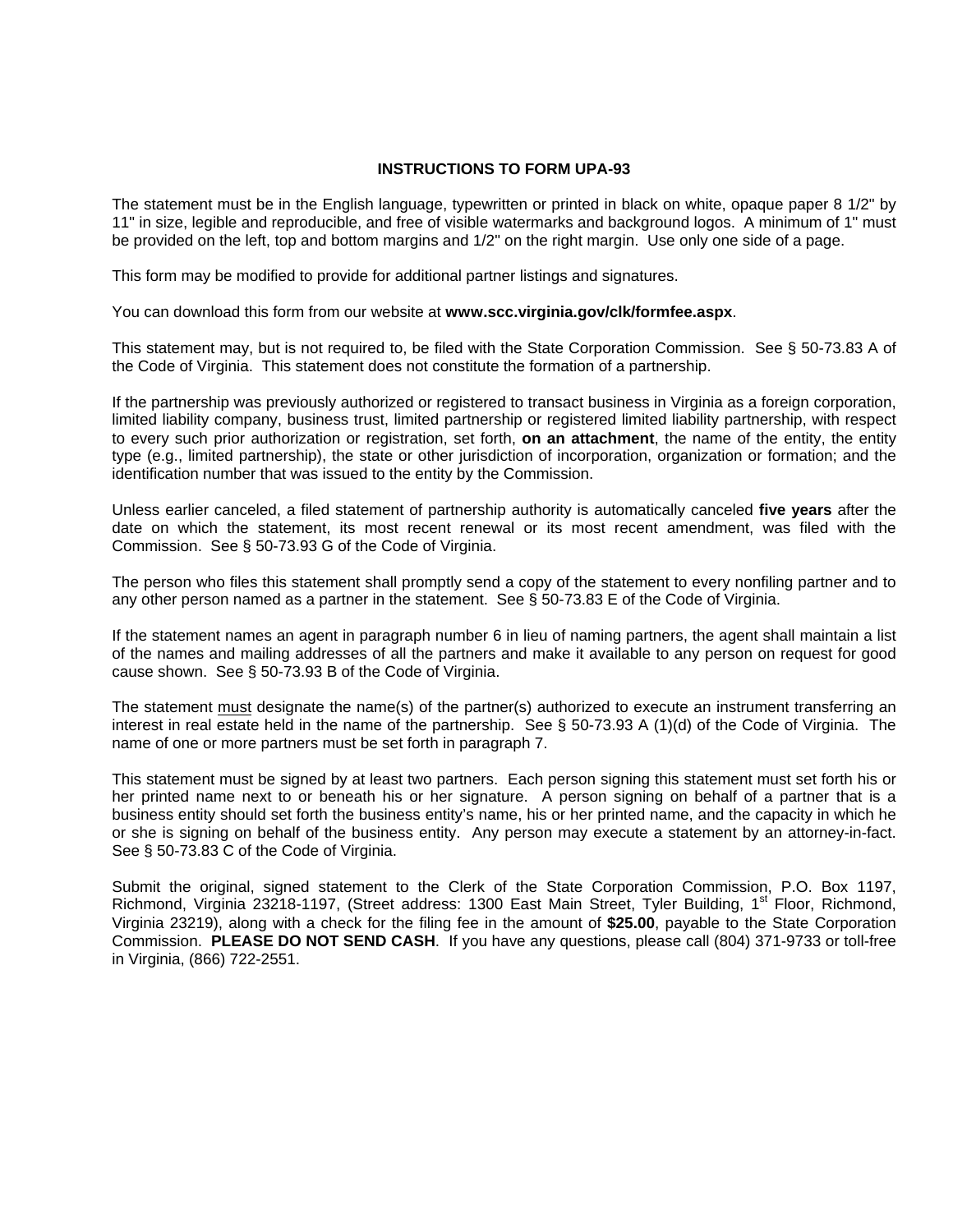## INSTRUCTIONS TO FORM UPA-93

The statement must be in the English language, typewritten or printed in black on white, opaque paper 8 1/2" by 11" in size, legible and reproducible, and free of visible watermarks and background logos. A minimum of 1" must be provided on the left, top and bottom margins and 1/2" on the right margin. Use only one side of a page.

This form may be modified to provide for additional partner listings and signatures.

You can download this form from our website at **www.scc.virginia.gov/clk/formfee.aspx**.

This statement may, but is not required to, be filed with the State Corporation Commission. See § 50-73.83 A of the Code of Virginia. This statement does not constitute the formation of a partnership.

If the partnership was previously authorized or registered to transact business in Virginia as a foreign corporation, limited liability company, business trust, limited partnership or registered limited liability partnership, with respect to every such prior authorization or registration, set forth, **on an attachment**, the name of the entity, the entity type (e.g., limited partnership), the state or other jurisdiction of incorporation, organization or formation; and the identification number that was issued to the entity by the Commission.

Unless earlier canceled, a filed statement of partnership authority is automatically canceled **five years** after the date on which the statement, its most recent renewal or its most recent amendment, was filed with the Commission. See § 50-73.93 G of the Code of Virginia.

The person who files this statement shall promptly send a copy of the statement to every nonfiling partner and to any other person named as a partner in the statement. See § 50-73.83 E of the Code of Virginia.

If the statement names an agent in paragraph number 6 in lieu of naming partners, the agent shall maintain a list of the names and mailing addresses of all the partners and make it available to any person on request for good cause shown. See § 50-73.93 B of the Code of Virginia.

The statement <u>must</u> designate the name(s) of the partner(s) authorized to execute an instrument transferring an interest in real estate held in the name of the partnership. See § 50-73.93 A (1)(d) of the Code of Virginia. The name of one or more partners must be set forth in paragraph 7.

This statement must be signed by at least two partners. Each person signing this statement must set forth his or her printed name next to or beneath his or her signature. A person signing on behalf of a partner that is a business entity should set forth the business entity's name, his or her printed name, and the capacity in which he or she is signing on behalf of the business entity. Any person may execute a statement by an attorney-in-fact. See § 50-73.83 C of the Code of Virginia.

Submit the original, signed statement to the Clerk of the State Corporation Commission, P.O. Box 1197, Richmond, Virginia 23218-1197, (Street address: 1300 East Main Street, Tyler Building, 1st Floor, Richmond, Virginia 23219), along with a check for the filing fee in the amount of **$25.00**, payable to the State Corporation Commission. **PLEASE DO NOT SEND CASH**. If you have any questions, please call (804) 371-9733 or toll-free in Virginia, (866) 722-2551.